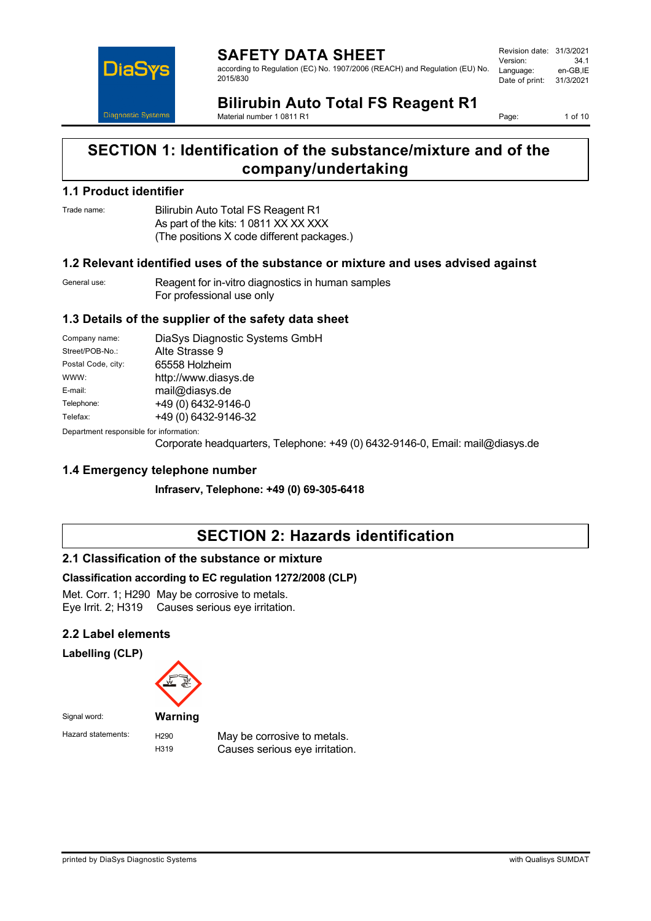# SECTION 1: Identification of the substance/mixture and of the company/undertaking

## 1.1 Product identifier

| | |
|---|---|
| Trade name: | Bilirubin Auto Total FS Reagent R1<br>As part of the kits: 1 0811 XX XX XXX<br>(The positions X code different packages.) |

## 1.2 Relevant identified uses of the substance or mixture and uses advised against

| | |
|---|---|
| General use: | Reagent for in-vitro diagnostics in human samples<br>For professional use only |

## 1.3 Details of the supplier of the safety data sheet

| | |
|---|---|
| Company name: | DiaSys Diagnostic Systems GmbH |
| Street/POB-No.: | Alte Strasse 9 |
| Postal Code, city: | 65558 Holzheim |
| WWW: | http://www.diasys.de |
| E-mail: | mail@diasys.de |
| Telephone: | +49 (0) 6432-9146-0 |
| Telefax: | +49 (0) 6432-9146-32 |

Department responsible for information:

Corporate headquarters, Telephone: +49 (0) 6432-9146-0, Email: mail@diasys.de

## 1.4 Emergency telephone number

**Infraserv, Telephone: +49 (0) 69-305-6418**

# SECTION 2: Hazards identification

## 2.1 Classification of the substance or mixture

### Classification according to EC regulation 1272/2008 (CLP)

Met. Corr. 1; H290 May be corrosive to metals.
Eye Irrit. 2; H319 Causes serious eye irritation.

## 2.2 Label elements

### Labelling (CLP)

Signal word: **Warning**

| Hazard statements: | | |
|---|---|---|
| | H290 | May be corrosive to metals. |
| | H319 | Causes serious eye irritation. |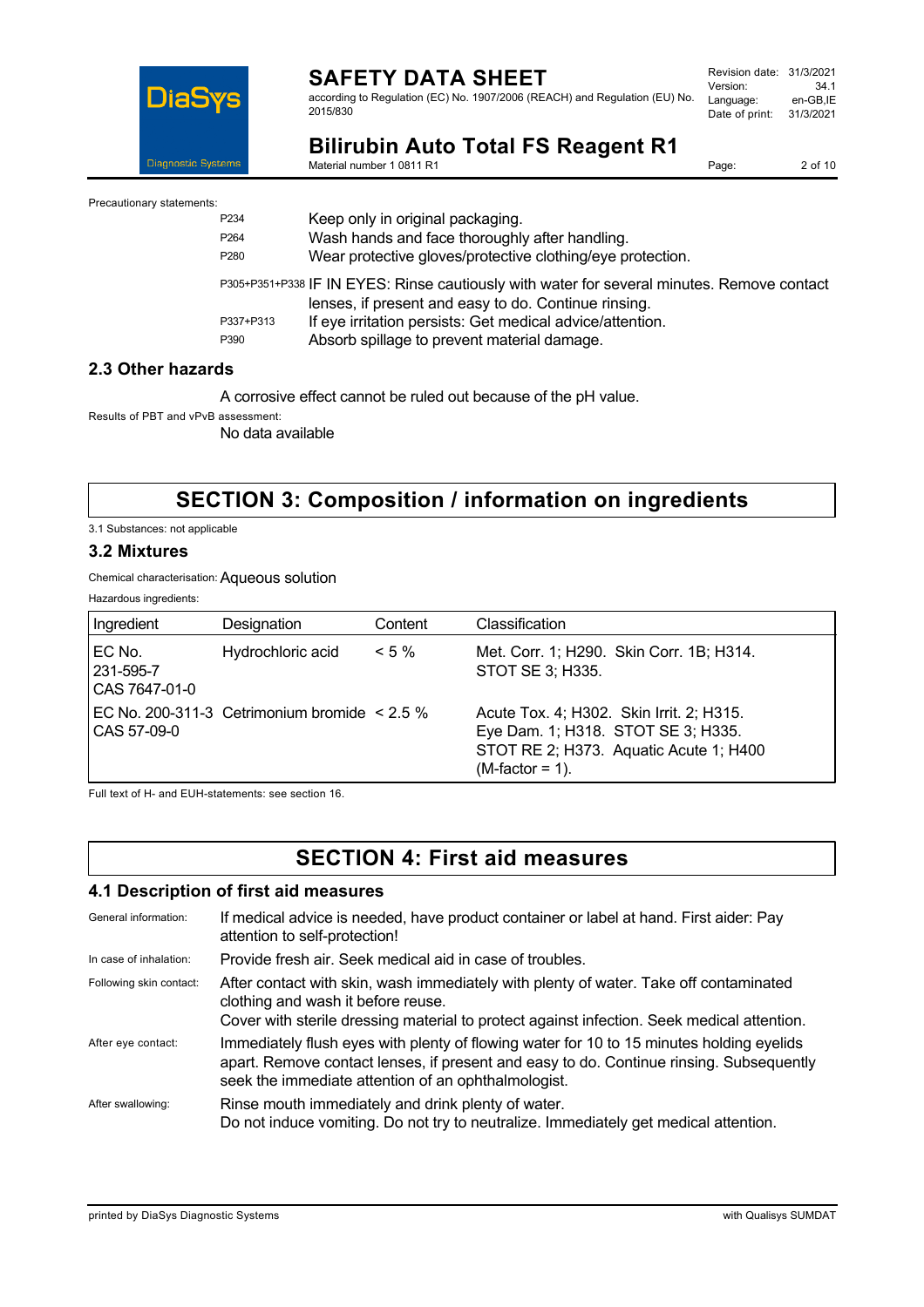Precautionary statements:

| | |
|---|---|
| P234 | Keep only in original packaging. |
| P264 | Wash hands and face thoroughly after handling. |
| P280 | Wear protective gloves/protective clothing/eye protection. |
| P305+P351+P338 | IF IN EYES: Rinse cautiously with water for several minutes. Remove contact lenses, if present and easy to do. Continue rinsing. |
| P337+P313 | If eye irritation persists: Get medical advice/attention. |
| P390 | Absorb spillage to prevent material damage. |

### 2.3 Other hazards

A corrosive effect cannot be ruled out because of the pH value.

Results of PBT and vPvB assessment:

No data available

## SECTION 3: Composition / information on ingredients

3.1 Substances: not applicable

### 3.2 Mixtures

Chemical characterisation: Aqueous solution

Hazardous ingredients:

| Ingredient | Designation | Content | Classification |
|---|---|---|---|
| EC No. 231-595-7 CAS 7647-01-0 | Hydrochloric acid | < 5 % | Met. Corr. 1; H290. Skin Corr. 1B; H314. STOT SE 3; H335. |
| EC No. 200-311-3 CAS 57-09-0 | Cetrimonium bromide | < 2.5 % | Acute Tox. 4; H302. Skin Irrit. 2; H315. Eye Dam. 1; H318. STOT SE 3; H335. STOT RE 2; H373. Aquatic Acute 1; H400 (M-factor = 1). |

Full text of H- and EUH-statements: see section 16.

## SECTION 4: First aid measures

### 4.1 Description of first aid measures

General information: If medical advice is needed, have product container or label at hand. First aider: Pay attention to self-protection!

In case of inhalation: Provide fresh air. Seek medical aid in case of troubles.

Following skin contact: After contact with skin, wash immediately with plenty of water. Take off contaminated clothing and wash it before reuse.
Cover with sterile dressing material to protect against infection. Seek medical attention.

After eye contact: Immediately flush eyes with plenty of flowing water for 10 to 15 minutes holding eyelids apart. Remove contact lenses, if present and easy to do. Continue rinsing. Subsequently seek the immediate attention of an ophthalmologist.

After swallowing: Rinse mouth immediately and drink plenty of water.
Do not induce vomiting. Do not try to neutralize. Immediately get medical attention.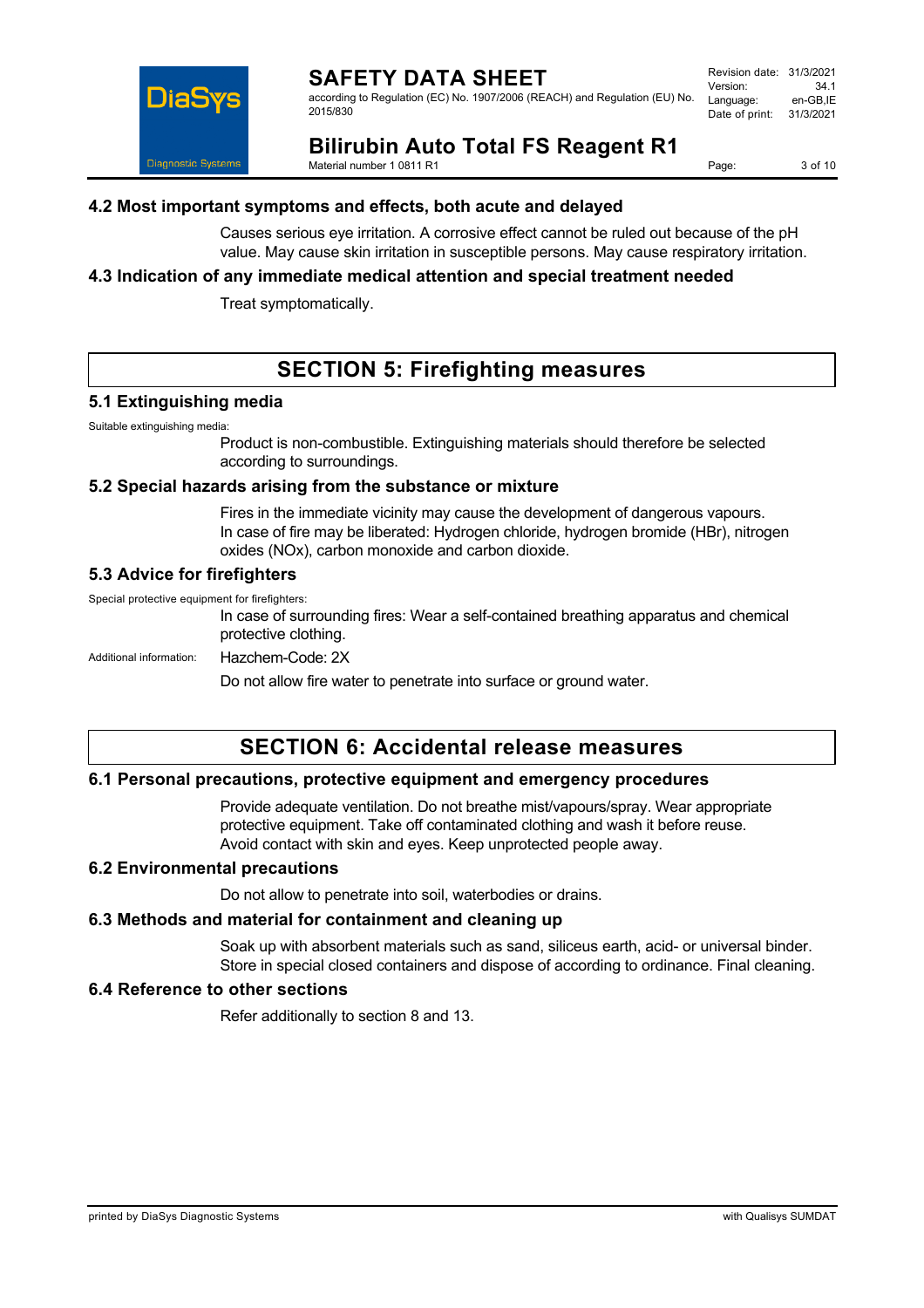### 4.2 Most important symptoms and effects, both acute and delayed

Causes serious eye irritation. A corrosive effect cannot be ruled out because of the pH value. May cause skin irritation in susceptible persons. May cause respiratory irritation.

### 4.3 Indication of any immediate medical attention and special treatment needed

Treat symptomatically.

## SECTION 5: Firefighting measures

### 5.1 Extinguishing media

Suitable extinguishing media:

Product is non-combustible. Extinguishing materials should therefore be selected according to surroundings.

### 5.2 Special hazards arising from the substance or mixture

Fires in the immediate vicinity may cause the development of dangerous vapours.
In case of fire may be liberated: Hydrogen chloride, hydrogen bromide (HBr), nitrogen oxides (NOx), carbon monoxide and carbon dioxide.

### 5.3 Advice for firefighters

Special protective equipment for firefighters:

In case of surrounding fires: Wear a self-contained breathing apparatus and chemical protective clothing.

Additional information: Hazchem-Code: 2X

Do not allow fire water to penetrate into surface or ground water.

## SECTION 6: Accidental release measures

### 6.1 Personal precautions, protective equipment and emergency procedures

Provide adequate ventilation. Do not breathe mist/vapours/spray. Wear appropriate protective equipment. Take off contaminated clothing and wash it before reuse.
Avoid contact with skin and eyes. Keep unprotected people away.

### 6.2 Environmental precautions

Do not allow to penetrate into soil, waterbodies or drains.

### 6.3 Methods and material for containment and cleaning up

Soak up with absorbent materials such as sand, siliceus earth, acid- or universal binder.
Store in special closed containers and dispose of according to ordinance. Final cleaning.

### 6.4 Reference to other sections

Refer additionally to section 8 and 13.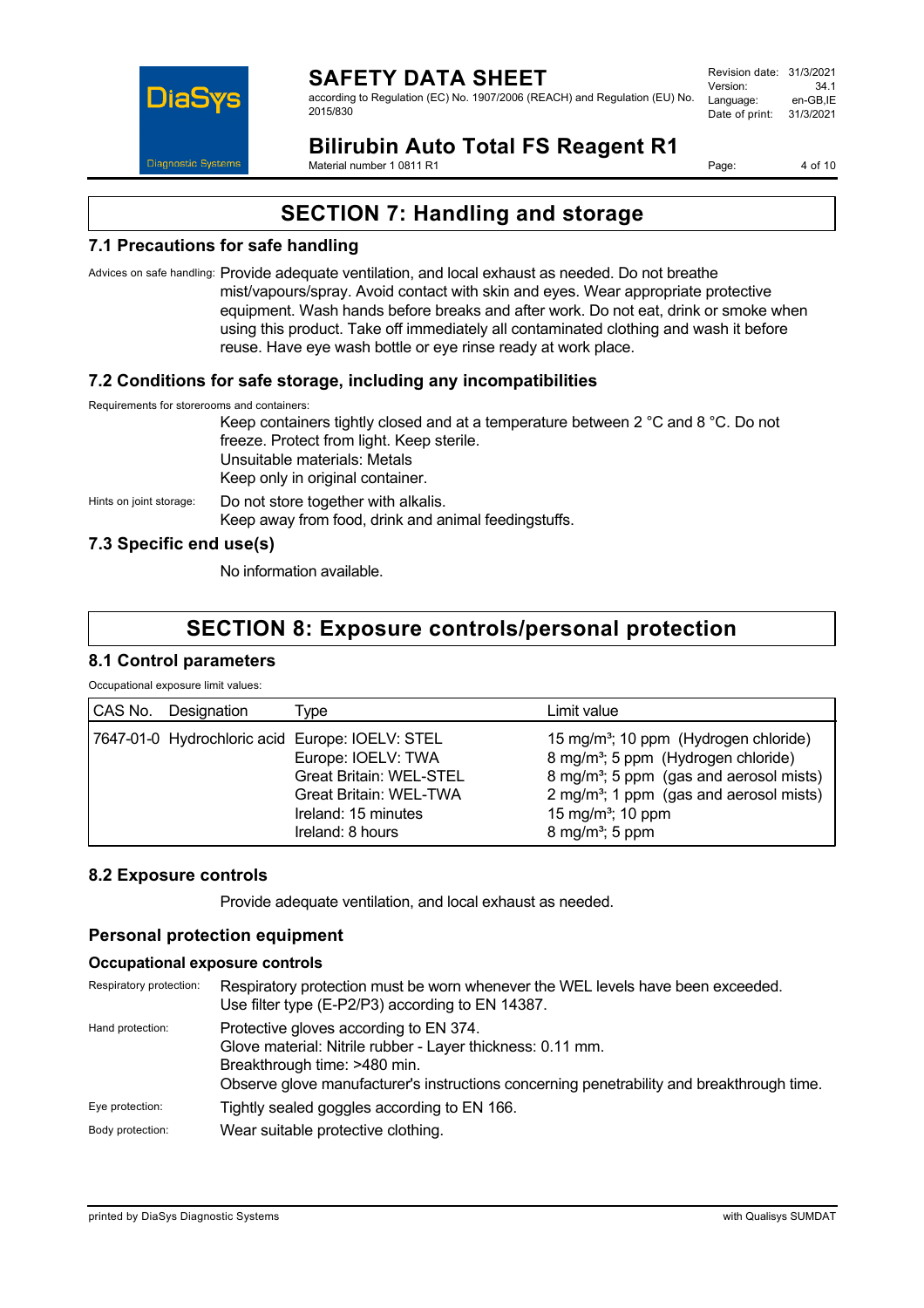## SECTION 7: Handling and storage

### 7.1 Precautions for safe handling

Advices on safe handling: Provide adequate ventilation, and local exhaust as needed. Do not breathe mist/vapours/spray. Avoid contact with skin and eyes. Wear appropriate protective equipment. Wash hands before breaks and after work. Do not eat, drink or smoke when using this product. Take off immediately all contaminated clothing and wash it before reuse. Have eye wash bottle or eye rinse ready at work place.

### 7.2 Conditions for safe storage, including any incompatibilities

Requirements for storerooms and containers:

Keep containers tightly closed and at a temperature between 2 °C and 8 °C. Do not freeze. Protect from light. Keep sterile.
Unsuitable materials: Metals
Keep only in original container.

Hints on joint storage: Do not store together with alkalis.
Keep away from food, drink and animal feedingstuffs.

### 7.3 Specific end use(s)

No information available.

## SECTION 8: Exposure controls/personal protection

### 8.1 Control parameters

Occupational exposure limit values:

| CAS No. | Designation | Type | Limit value |
|---|---|---|---|
| 7647-01-0 | Hydrochloric acid | Europe: IOELV: STEL | 15 mg/m³; 10 ppm (Hydrogen chloride) |
| | | Europe: IOELV: TWA | 8 mg/m³; 5 ppm (Hydrogen chloride) |
| | | Great Britain: WEL-STEL | 8 mg/m³; 5 ppm (gas and aerosol mists) |
| | | Great Britain: WEL-TWA | 2 mg/m³; 1 ppm (gas and aerosol mists) |
| | | Ireland: 15 minutes | 15 mg/m³; 10 ppm |
| | | Ireland: 8 hours | 8 mg/m³; 5 ppm |

### 8.2 Exposure controls

Provide adequate ventilation, and local exhaust as needed.

### Personal protection equipment

#### Occupational exposure controls

Respiratory protection: Respiratory protection must be worn whenever the WEL levels have been exceeded.
Use filter type (E-P2/P3) according to EN 14387.

Hand protection: Protective gloves according to EN 374.
Glove material: Nitrile rubber - Layer thickness: 0.11 mm.
Breakthrough time: >480 min.
Observe glove manufacturer's instructions concerning penetrability and breakthrough time.

Eye protection: Tightly sealed goggles according to EN 166.

Body protection: Wear suitable protective clothing.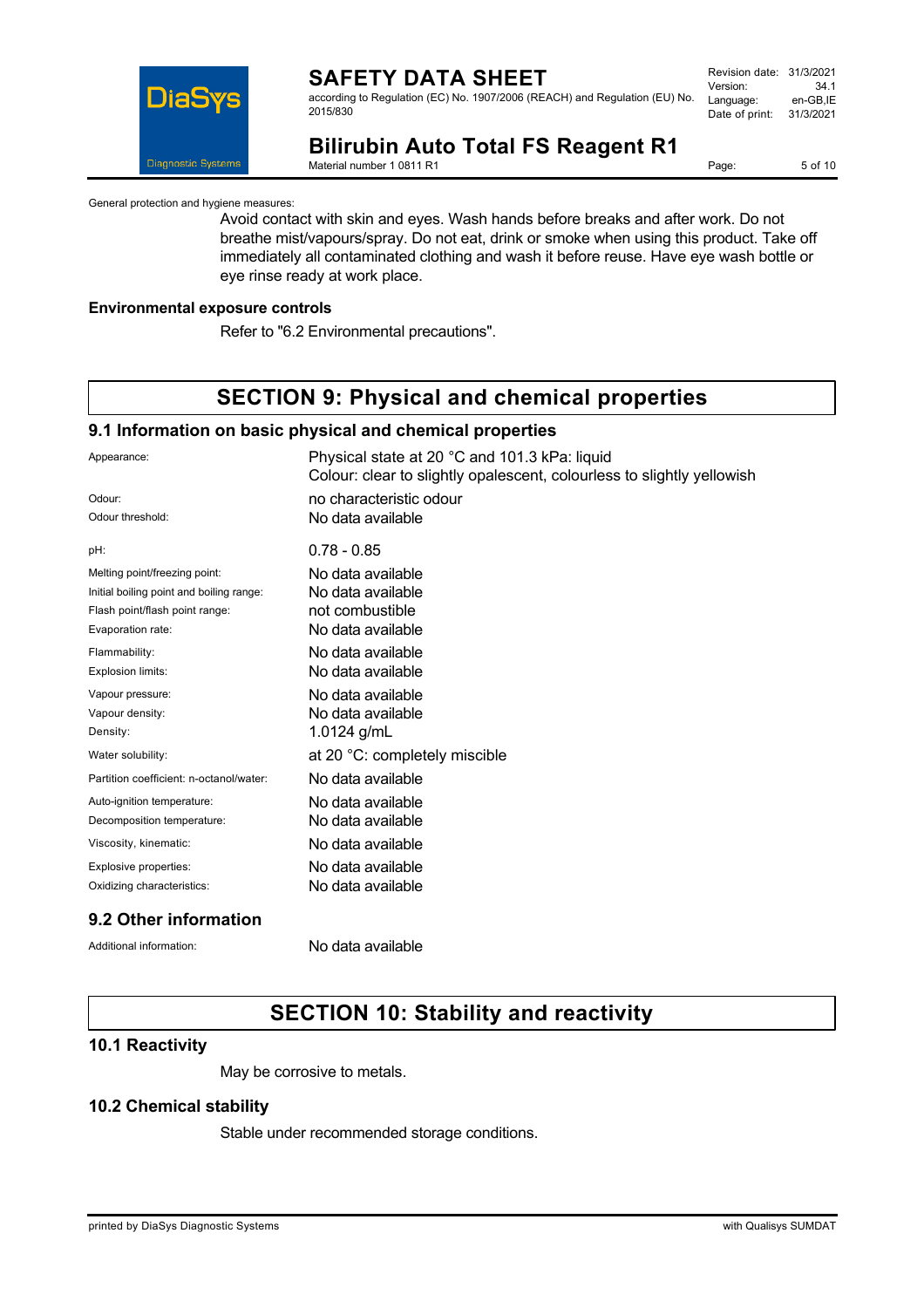General protection and hygiene measures:

Avoid contact with skin and eyes. Wash hands before breaks and after work. Do not breathe mist/vapours/spray. Do not eat, drink or smoke when using this product. Take off immediately all contaminated clothing and wash it before reuse. Have eye wash bottle or eye rinse ready at work place.

**Environmental exposure controls**

Refer to "6.2 Environmental precautions".

# SECTION 9: Physical and chemical properties

## 9.1 Information on basic physical and chemical properties

| | |
|---|---|
| Appearance: | Physical state at 20 °C and 101.3 kPa: liquid<br>Colour: clear to slightly opalescent, colourless to slightly yellowish |
| Odour: | no characteristic odour |
| Odour threshold: | No data available |
| pH: | 0.78 - 0.85 |
| Melting point/freezing point: | No data available |
| Initial boiling point and boiling range: | No data available |
| Flash point/flash point range: | not combustible |
| Evaporation rate: | No data available |
| Flammability: | No data available |
| Explosion limits: | No data available |
| Vapour pressure: | No data available |
| Vapour density: | No data available |
| Density: | 1.0124 g/mL |
| Water solubility: | at 20 °C: completely miscible |
| Partition coefficient: n-octanol/water: | No data available |
| Auto-ignition temperature: | No data available |
| Decomposition temperature: | No data available |
| Viscosity, kinematic: | No data available |
| Explosive properties: | No data available |
| Oxidizing characteristics: | No data available |

## 9.2 Other information

| | |
|---|---|
| Additional information: | No data available |

# SECTION 10: Stability and reactivity

## 10.1 Reactivity

May be corrosive to metals.

## 10.2 Chemical stability

Stable under recommended storage conditions.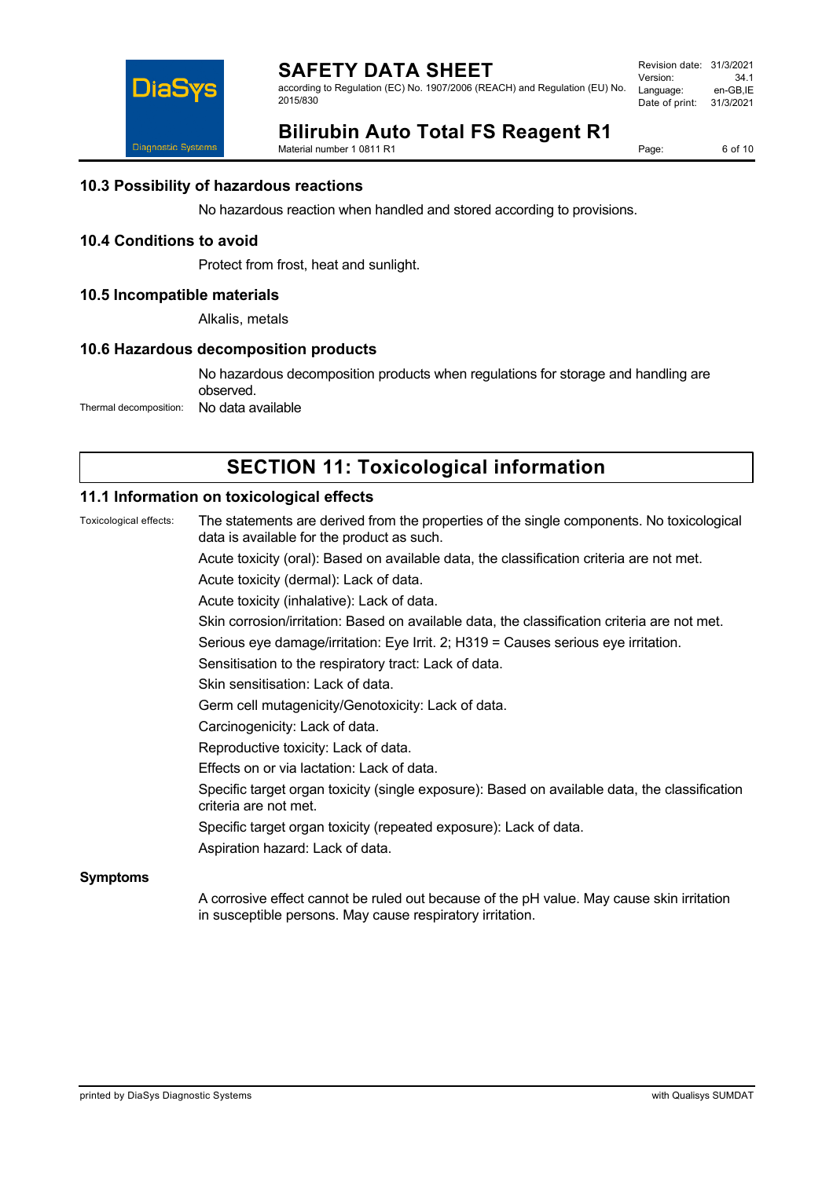### 10.3 Possibility of hazardous reactions

No hazardous reaction when handled and stored according to provisions.

### 10.4 Conditions to avoid

Protect from frost, heat and sunlight.

### 10.5 Incompatible materials

Alkalis, metals

### 10.6 Hazardous decomposition products

No hazardous decomposition products when regulations for storage and handling are observed.

Thermal decomposition: No data available

## SECTION 11: Toxicological information

### 11.1 Information on toxicological effects

Toxicological effects: The statements are derived from the properties of the single components. No toxicological data is available for the product as such.

Acute toxicity (oral): Based on available data, the classification criteria are not met.

Acute toxicity (dermal): Lack of data.

Acute toxicity (inhalative): Lack of data.

Skin corrosion/irritation: Based on available data, the classification criteria are not met.

Serious eye damage/irritation: Eye Irrit. 2; H319 = Causes serious eye irritation.

Sensitisation to the respiratory tract: Lack of data.

Skin sensitisation: Lack of data.

Germ cell mutagenicity/Genotoxicity: Lack of data.

Carcinogenicity: Lack of data.

Reproductive toxicity: Lack of data.

Effects on or via lactation: Lack of data.

Specific target organ toxicity (single exposure): Based on available data, the classification criteria are not met.

Specific target organ toxicity (repeated exposure): Lack of data.

Aspiration hazard: Lack of data.

**Symptoms**

A corrosive effect cannot be ruled out because of the pH value. May cause skin irritation in susceptible persons. May cause respiratory irritation.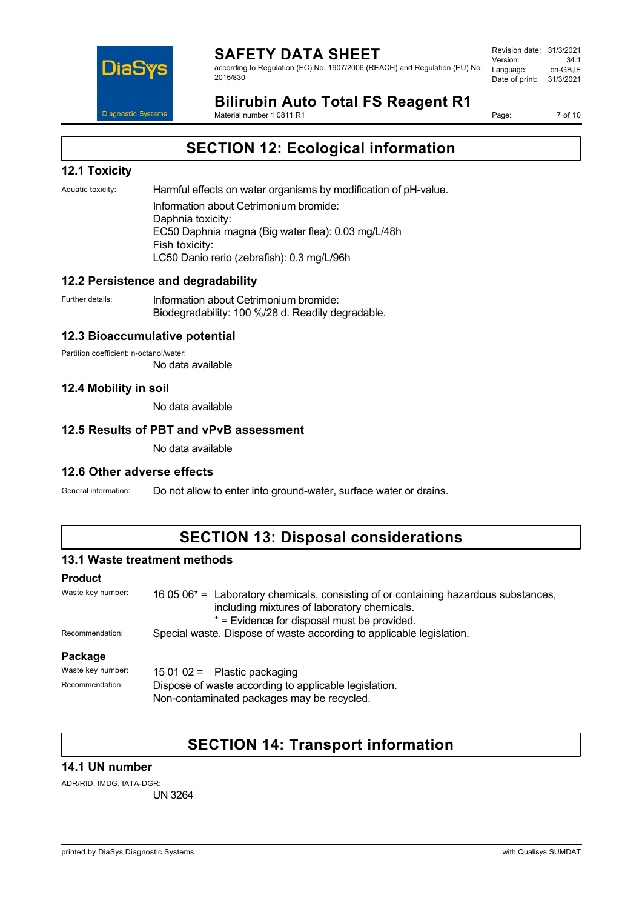## SECTION 12: Ecological information

### 12.1 Toxicity

Aquatic toxicity: Harmful effects on water organisms by modification of pH-value.

Information about Cetrimonium bromide:
Daphnia toxicity:
EC50 Daphnia magna (Big water flea): 0.03 mg/L/48h
Fish toxicity:
LC50 Danio rerio (zebrafish): 0.3 mg/L/96h

### 12.2 Persistence and degradability

Further details: Information about Cetrimonium bromide:
Biodegradability: 100 %/28 d. Readily degradable.

### 12.3 Bioaccumulative potential

Partition coefficient: n-octanol/water:
No data available

### 12.4 Mobility in soil

No data available

### 12.5 Results of PBT and vPvB assessment

No data available

### 12.6 Other adverse effects

General information: Do not allow to enter into ground-water, surface water or drains.

## SECTION 13: Disposal considerations

### 13.1 Waste treatment methods

#### Product

Waste key number: 16 05 06* = Laboratory chemicals, consisting of or containing hazardous substances, including mixtures of laboratory chemicals.
* = Evidence for disposal must be provided.

Recommendation: Special waste. Dispose of waste according to applicable legislation.

#### Package

Waste key number: 15 01 02 = Plastic packaging

Recommendation: Dispose of waste according to applicable legislation.
Non-contaminated packages may be recycled.

## SECTION 14: Transport information

### 14.1 UN number

ADR/RID, IMDG, IATA-DGR:
UN 3264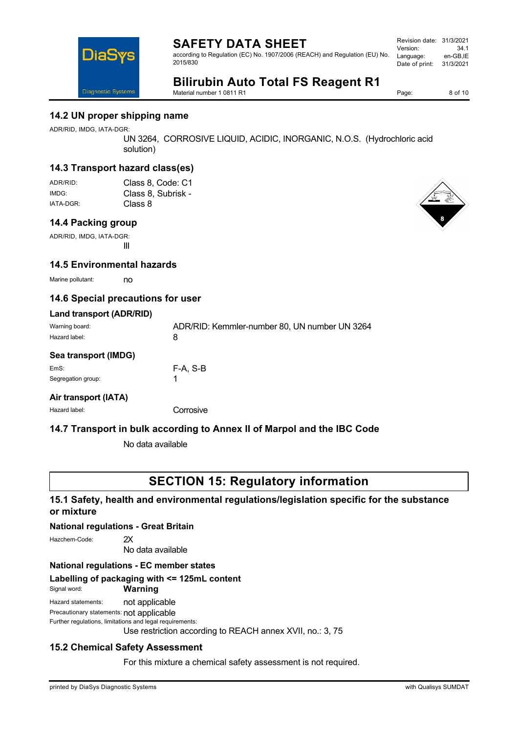## 14.2 UN proper shipping name

ADR/RID, IMDG, IATA-DGR:

UN 3264, CORROSIVE LIQUID, ACIDIC, INORGANIC, N.O.S. (Hydrochloric acid solution)

## 14.3 Transport hazard class(es)

| | |
|---|---|
| ADR/RID: | Class 8, Code: C1 |
| IMDG: | Class 8, Subrisk - |
| IATA-DGR: | Class 8 |

## 14.4 Packing group

ADR/RID, IMDG, IATA-DGR:

III

## 14.5 Environmental hazards

Marine pollutant: no

## 14.6 Special precautions for user

### Land transport (ADR/RID)

| | |
|---|---|
| Warning board: | ADR/RID: Kemmler-number 80, UN number UN 3264 |
| Hazard label: | 8 |

### Sea transport (IMDG)

| | |
|---|---|
| EmS: | F-A, S-B |
| Segregation group: | 1 |

### Air transport (IATA)

| | |
|---|---|
| Hazard label: | Corrosive |

## 14.7 Transport in bulk according to Annex II of Marpol and the IBC Code

No data available

# SECTION 15: Regulatory information

## 15.1 Safety, health and environmental regulations/legislation specific for the substance or mixture

### National regulations - Great Britain

Hazchem-Code: 2X

No data available

### National regulations - EC member states

### Labelling of packaging with <= 125mL content

Signal word: **Warning**

Hazard statements: not applicable

Precautionary statements: not applicable

Further regulations, limitations and legal requirements:

Use restriction according to REACH annex XVII, no.: 3, 75

## 15.2 Chemical Safety Assessment

For this mixture a chemical safety assessment is not required.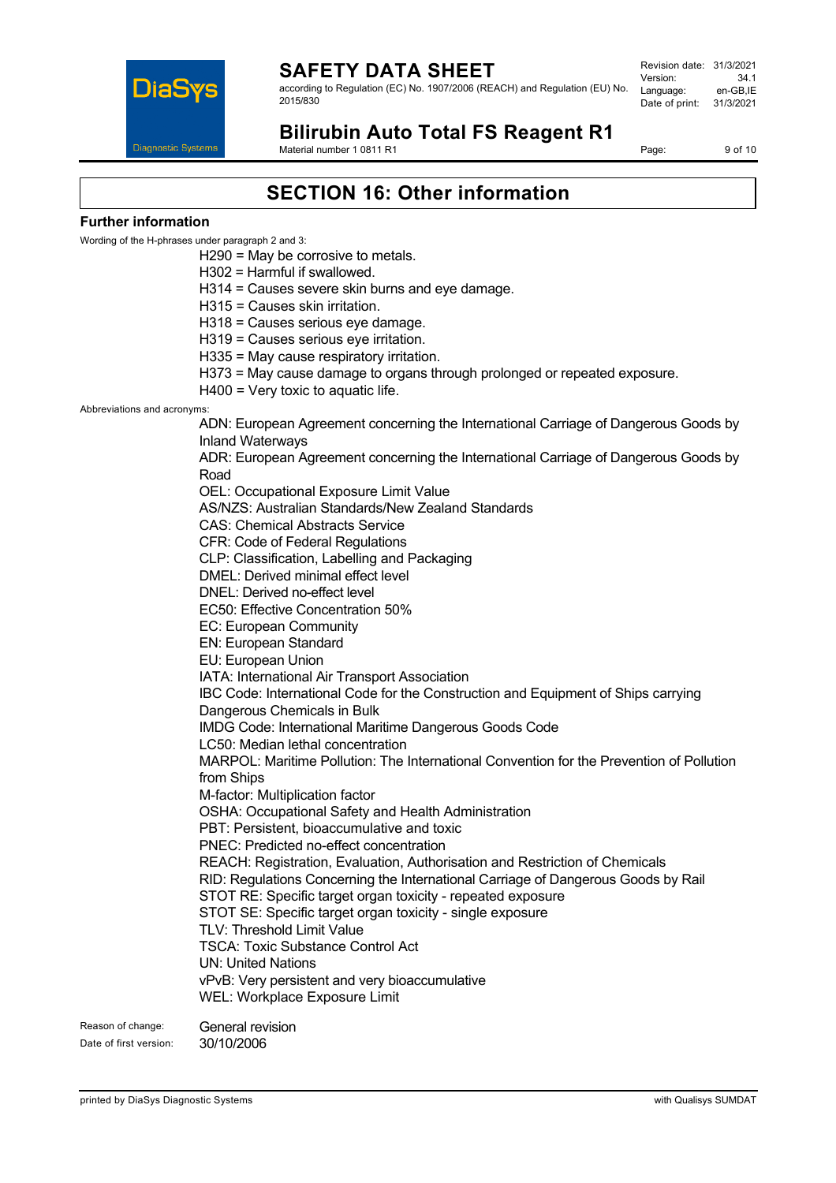# SECTION 16: Other information

### Further information

Wording of the H-phrases under paragraph 2 and 3:

H290 = May be corrosive to metals.
H302 = Harmful if swallowed.
H314 = Causes severe skin burns and eye damage.
H315 = Causes skin irritation.
H318 = Causes serious eye damage.
H319 = Causes serious eye irritation.
H335 = May cause respiratory irritation.
H373 = May cause damage to organs through prolonged or repeated exposure.
H400 = Very toxic to aquatic life.

Abbreviations and acronyms:

ADN: European Agreement concerning the International Carriage of Dangerous Goods by Inland Waterways
ADR: European Agreement concerning the International Carriage of Dangerous Goods by Road
OEL: Occupational Exposure Limit Value
AS/NZS: Australian Standards/New Zealand Standards
CAS: Chemical Abstracts Service
CFR: Code of Federal Regulations
CLP: Classification, Labelling and Packaging
DMEL: Derived minimal effect level
DNEL: Derived no-effect level
EC50: Effective Concentration 50%
EC: European Community
EN: European Standard
EU: European Union
IATA: International Air Transport Association
IBC Code: International Code for the Construction and Equipment of Ships carrying Dangerous Chemicals in Bulk
IMDG Code: International Maritime Dangerous Goods Code
LC50: Median lethal concentration
MARPOL: Maritime Pollution: The International Convention for the Prevention of Pollution from Ships
M-factor: Multiplication factor
OSHA: Occupational Safety and Health Administration
PBT: Persistent, bioaccumulative and toxic
PNEC: Predicted no-effect concentration
REACH: Registration, Evaluation, Authorisation and Restriction of Chemicals
RID: Regulations Concerning the International Carriage of Dangerous Goods by Rail
STOT RE: Specific target organ toxicity - repeated exposure
STOT SE: Specific target organ toxicity - single exposure
TLV: Threshold Limit Value
TSCA: Toxic Substance Control Act
UN: United Nations
vPvB: Very persistent and very bioaccumulative
WEL: Workplace Exposure Limit

Reason of change: General revision

Date of first version: 30/10/2006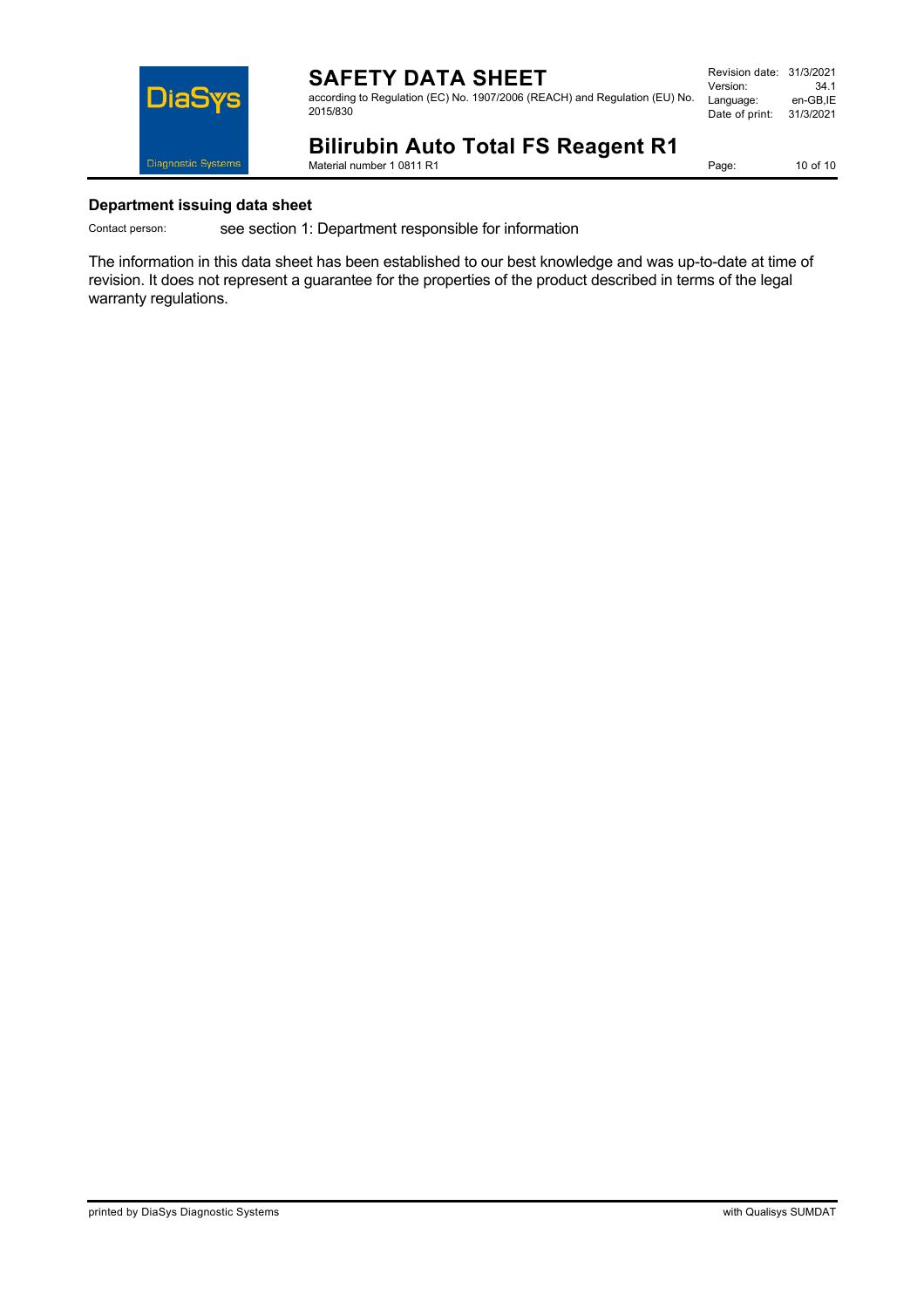### Department issuing data sheet

Contact person: see section 1: Department responsible for information

The information in this data sheet has been established to our best knowledge and was up-to-date at time of revision. It does not represent a guarantee for the properties of the product described in terms of the legal warranty regulations.